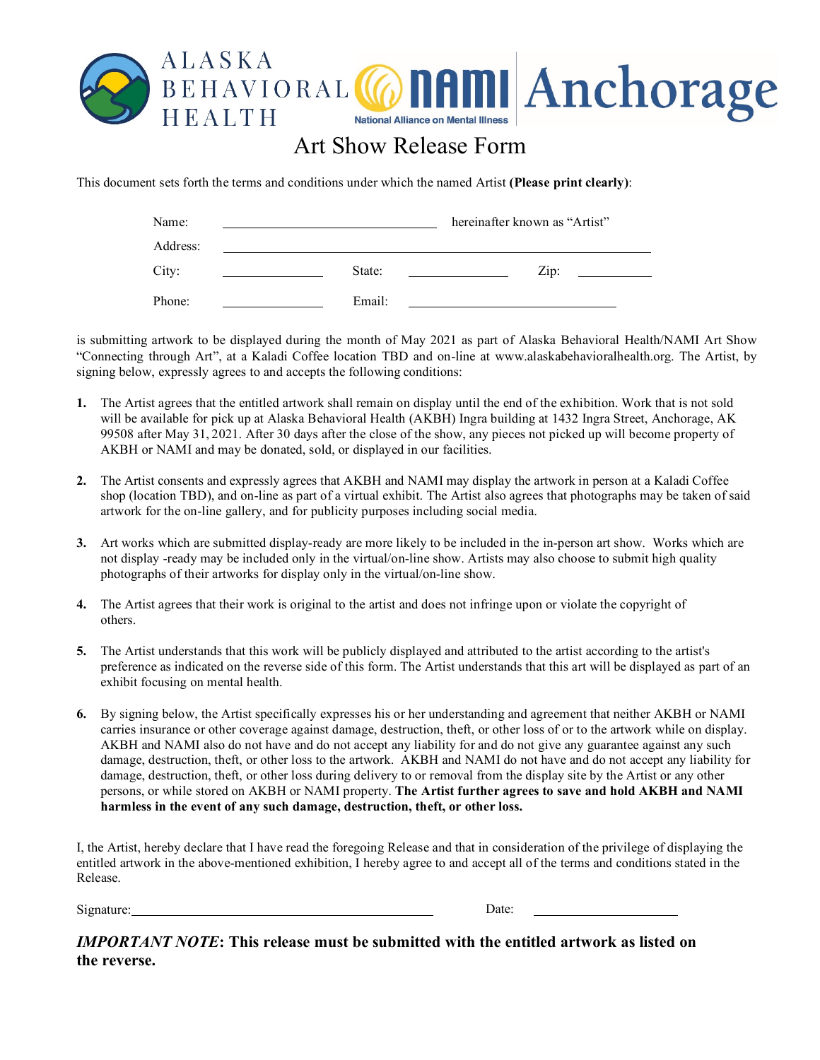ALASKA BEHAVIORAL HEALTH | NAMI National Alliance on Mental Illness | Anchorage

# Art Show Release Form

This document sets forth the terms and conditions under which the named Artist **(Please print clearly)**:

Name: \_\_\_\_\_\_\_\_\_\_\_\_\_\_\_\_\_\_\_\_\_\_\_\_\_\_\_\_ hereinafter known as "Artist"

Address: \_\_\_\_\_\_\_\_\_\_\_\_\_\_\_\_\_\_\_\_\_\_\_\_\_\_\_\_\_\_\_\_\_\_\_\_\_\_\_\_\_\_\_\_\_\_\_\_\_\_

City: \_\_\_\_\_\_\_\_\_\_\_\_ State: \_\_\_\_\_\_\_\_\_\_\_\_ Zip: \_\_\_\_\_\_\_\_\_\_

Phone: \_\_\_\_\_\_\_\_\_\_\_\_ Email: \_\_\_\_\_\_\_\_\_\_\_\_\_\_\_\_\_\_\_\_\_\_\_\_\_\_

is submitting artwork to be displayed during the month of May 2021 as part of Alaska Behavioral Health/NAMI Art Show "Connecting through Art", at a Kaladi Coffee location TBD and on-line at www.alaskabehavioralhealth.org. The Artist, by signing below, expressly agrees to and accepts the following conditions:

1. The Artist agrees that the entitled artwork shall remain on display until the end of the exhibition. Work that is not sold will be available for pick up at Alaska Behavioral Health (AKBH) Ingra building at 1432 Ingra Street, Anchorage, AK 99508 after May 31, 2021. After 30 days after the close of the show, any pieces not picked up will become property of AKBH or NAMI and may be donated, sold, or displayed in our facilities.

2. The Artist consents and expressly agrees that AKBH and NAMI may display the artwork in person at a Kaladi Coffee shop (location TBD), and on-line as part of a virtual exhibit. The Artist also agrees that photographs may be taken of said artwork for the on-line gallery, and for publicity purposes including social media.

3. Art works which are submitted display-ready are more likely to be included in the in-person art show. Works which are not display -ready may be included only in the virtual/on-line show. Artists may also choose to submit high quality photographs of their artworks for display only in the virtual/on-line show.

4. The Artist agrees that their work is original to the artist and does not infringe upon or violate the copyright of others.

5. The Artist understands that this work will be publicly displayed and attributed to the artist according to the artist's preference as indicated on the reverse side of this form. The Artist understands that this art will be displayed as part of an exhibit focusing on mental health.

6. By signing below, the Artist specifically expresses his or her understanding and agreement that neither AKBH or NAMI carries insurance or other coverage against damage, destruction, theft, or other loss of or to the artwork while on display. AKBH and NAMI also do not have and do not accept any liability for and do not give any guarantee against any such damage, destruction, theft, or other loss to the artwork. AKBH and NAMI do not have and do not accept any liability for damage, destruction, theft, or other loss during delivery to or removal from the display site by the Artist or any other persons, or while stored on AKBH or NAMI property. **The Artist further agrees to save and hold AKBH and NAMI harmless in the event of any such damage, destruction, theft, or other loss.**

I, the Artist, hereby declare that I have read the foregoing Release and that in consideration of the privilege of displaying the entitled artwork in the above-mentioned exhibition, I hereby agree to and accept all of the terms and conditions stated in the Release.

Signature: \_\_\_\_\_\_\_\_\_\_\_\_\_\_\_\_\_\_\_\_\_\_\_\_\_\_\_\_\_\_\_\_\_\_\_\_ Date: \_\_\_\_\_\_\_\_\_\_\_\_\_\_\_\_

***IMPORTANT NOTE*: This release must be submitted with the entitled artwork as listed on the reverse.**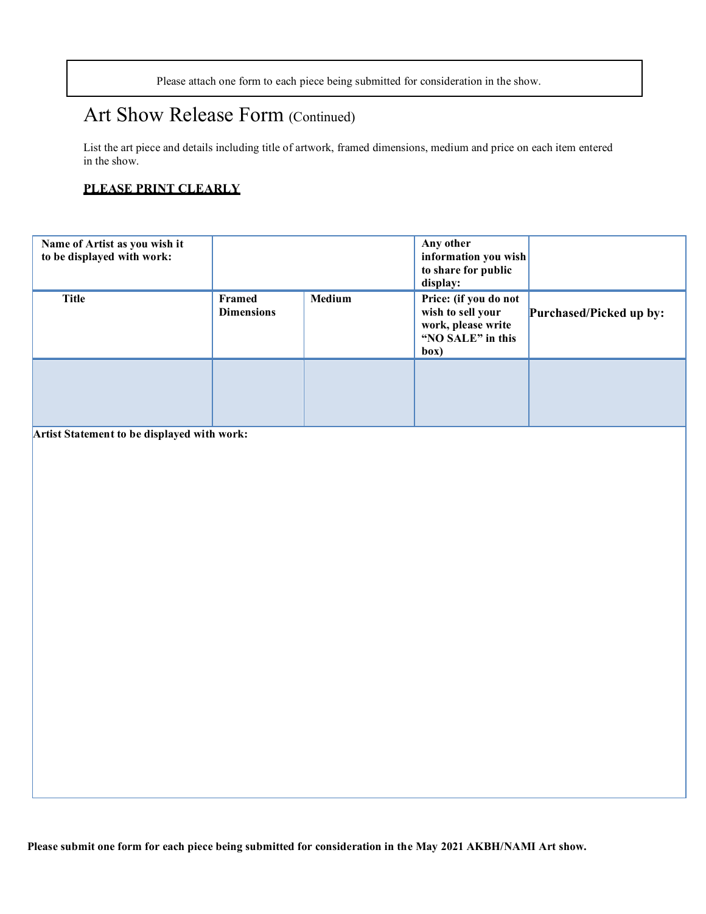Please attach one form to each piece being submitted for consideration in the show.

# Art Show Release Form (Continued)

List the art piece and details including title of artwork, framed dimensions, medium and price on each item entered in the show.

**PLEASE PRINT CLEARLY**

| **Name of Artist as you wish it to be displayed with work:** | | | **Any other information you wish to share for public display:** | |
|---|---|---|---|---|
| **Title** | **Framed Dimensions** | **Medium** | **Price: (if you do not wish to sell your work, please write "NO SALE" in this box)** | **Purchased/Picked up by:** |
| | | | | |

**Artist Statement to be displayed with work:**

**Please submit one form for each piece being submitted for consideration in the May 2021 AKBH/NAMI Art show.**